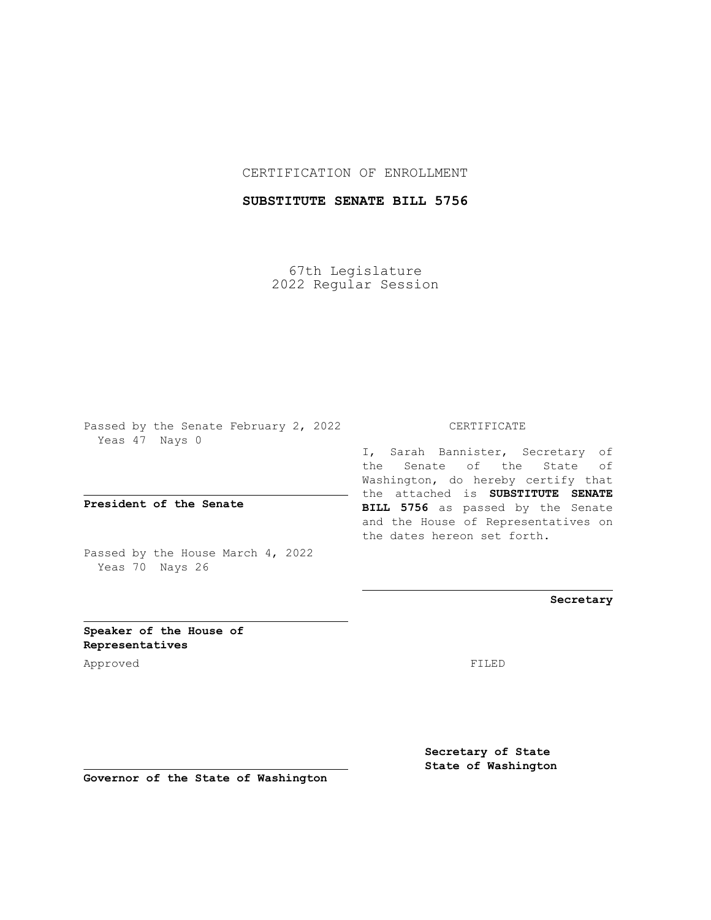CERTIFICATION OF ENROLLMENT

**SUBSTITUTE SENATE BILL 5756**

67th Legislature
2022 Regular Session

Passed by the Senate February 2, 2022
Yeas 47 Nays 0

**President of the Senate**

Passed by the House March 4, 2022
Yeas 70 Nays 26

**Speaker of the House of Representatives**

Approved

**Governor of the State of Washington**

CERTIFICATE

I, Sarah Bannister, Secretary of the Senate of the State of Washington, do hereby certify that the attached is **SUBSTITUTE SENATE BILL 5756** as passed by the Senate and the House of Representatives on the dates hereon set forth.

**Secretary**

FILED

**Secretary of State**
**State of Washington**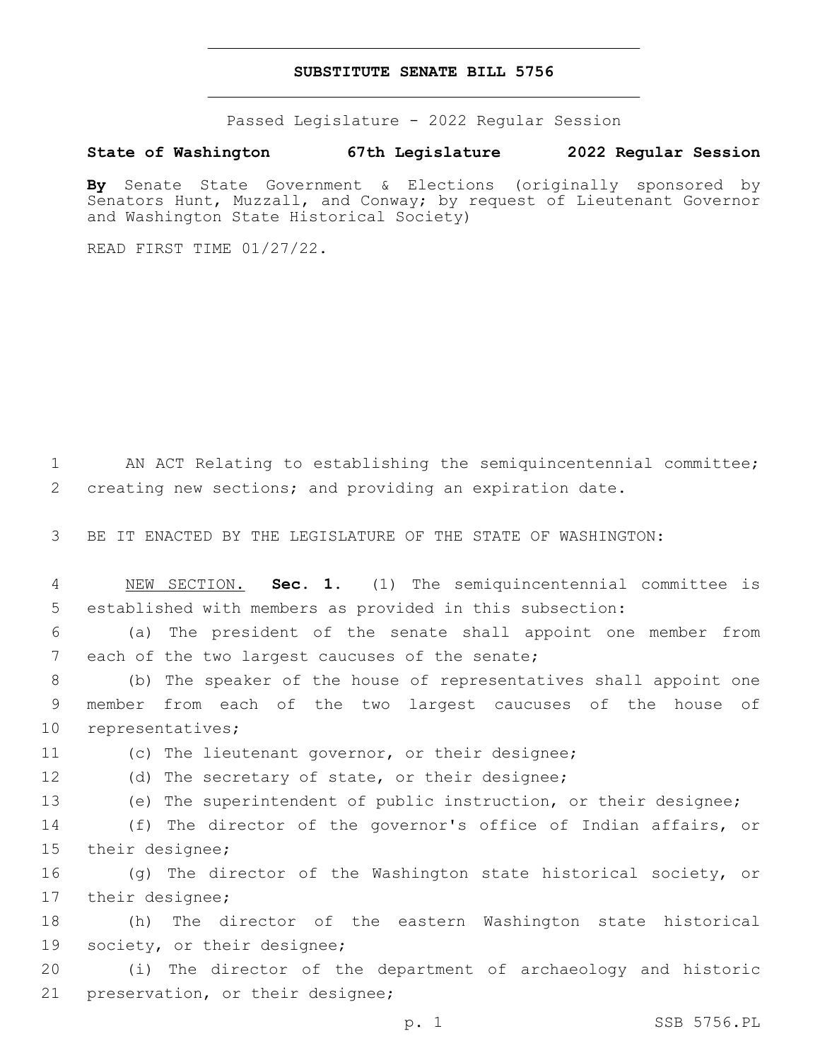# SUBSTITUTE SENATE BILL 5756

Passed Legislature - 2022 Regular Session

**State of Washington 67th Legislature 2022 Regular Session**

**By** Senate State Government & Elections (originally sponsored by Senators Hunt, Muzzall, and Conway; by request of Lieutenant Governor and Washington State Historical Society)

READ FIRST TIME 01/27/22.

AN ACT Relating to establishing the semiquincentennial committee; creating new sections; and providing an expiration date.

BE IT ENACTED BY THE LEGISLATURE OF THE STATE OF WASHINGTON:

NEW SECTION. **Sec. 1.** (1) The semiquincentennial committee is established with members as provided in this subsection:

(a) The president of the senate shall appoint one member from each of the two largest caucuses of the senate;

(b) The speaker of the house of representatives shall appoint one member from each of the two largest caucuses of the house of representatives;

(c) The lieutenant governor, or their designee;

(d) The secretary of state, or their designee;

(e) The superintendent of public instruction, or their designee;

(f) The director of the governor's office of Indian affairs, or their designee;

(g) The director of the Washington state historical society, or their designee;

(h) The director of the eastern Washington state historical society, or their designee;

(i) The director of the department of archaeology and historic preservation, or their designee;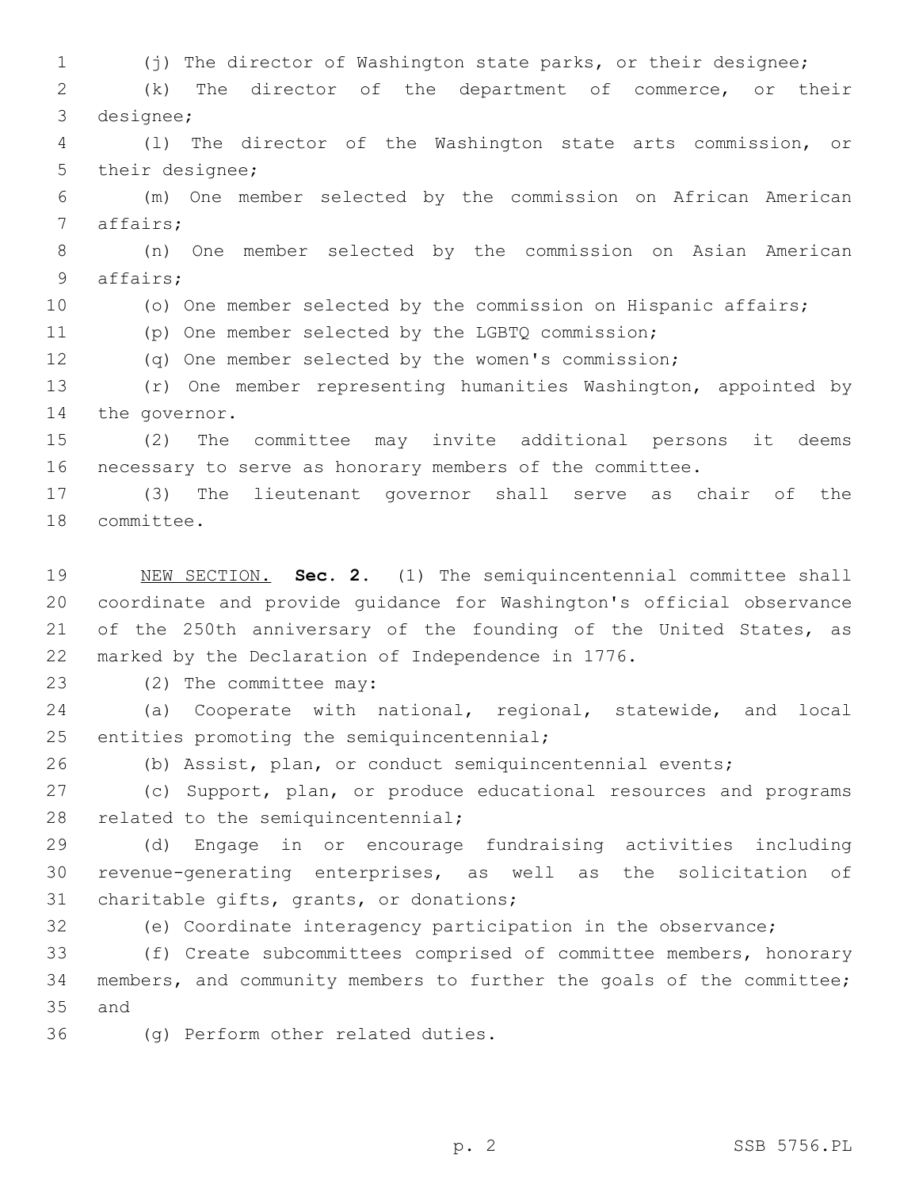(j) The director of Washington state parks, or their designee;

(k) The director of the department of commerce, or their designee;

(l) The director of the Washington state arts commission, or their designee;

(m) One member selected by the commission on African American affairs;

(n) One member selected by the commission on Asian American affairs;

(o) One member selected by the commission on Hispanic affairs;

(p) One member selected by the LGBTQ commission;

(q) One member selected by the women's commission;

(r) One member representing humanities Washington, appointed by the governor.

(2) The committee may invite additional persons it deems necessary to serve as honorary members of the committee.

(3) The lieutenant governor shall serve as chair of the committee.

NEW SECTION. **Sec. 2.** (1) The semiquincentennial committee shall coordinate and provide guidance for Washington's official observance of the 250th anniversary of the founding of the United States, as marked by the Declaration of Independence in 1776.

(2) The committee may:

(a) Cooperate with national, regional, statewide, and local entities promoting the semiquincentennial;

(b) Assist, plan, or conduct semiquincentennial events;

(c) Support, plan, or produce educational resources and programs related to the semiquincentennial;

(d) Engage in or encourage fundraising activities including revenue-generating enterprises, as well as the solicitation of charitable gifts, grants, or donations;

(e) Coordinate interagency participation in the observance;

(f) Create subcommittees comprised of committee members, honorary members, and community members to further the goals of the committee; and

(g) Perform other related duties.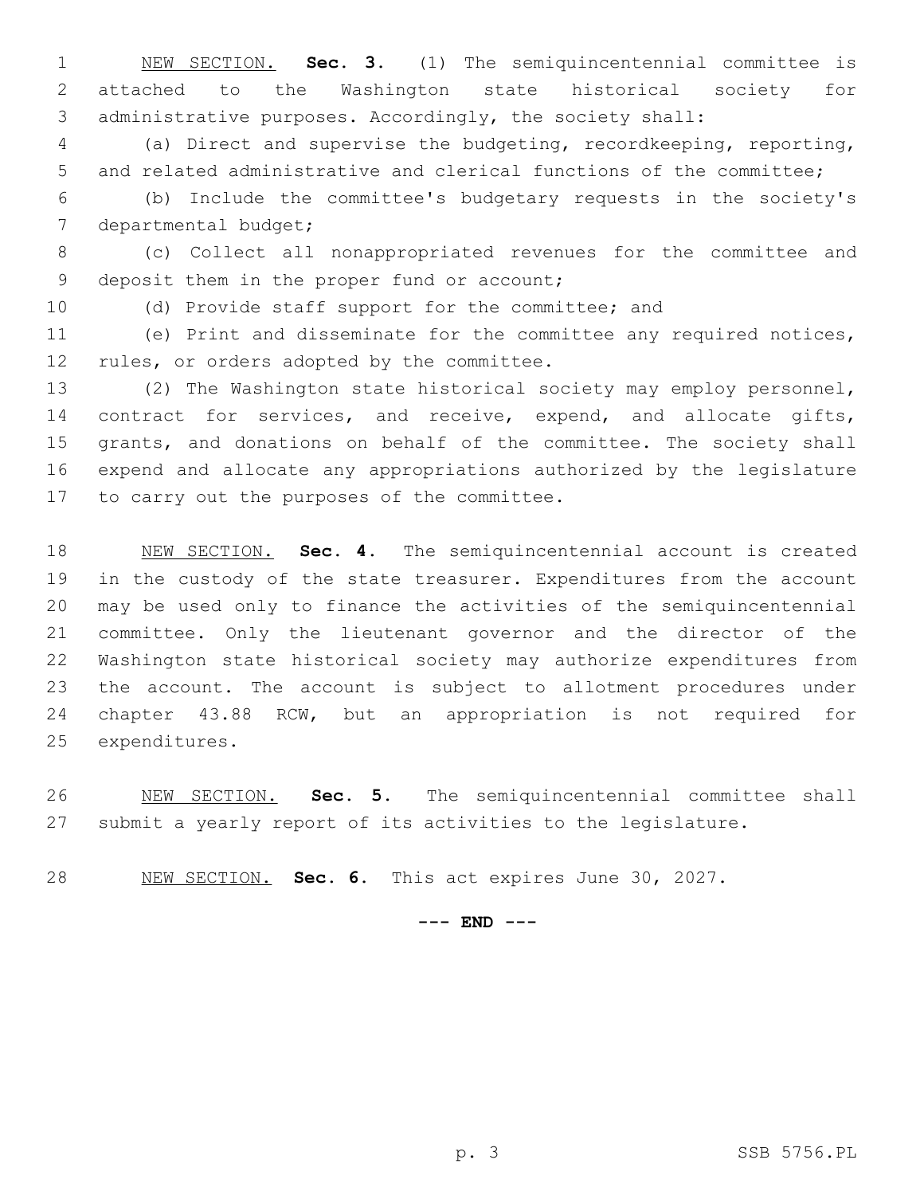NEW SECTION. **Sec. 3.** (1) The semiquincentennial committee is attached to the Washington state historical society for administrative purposes. Accordingly, the society shall:

(a) Direct and supervise the budgeting, recordkeeping, reporting, and related administrative and clerical functions of the committee;

(b) Include the committee's budgetary requests in the society's departmental budget;

(c) Collect all nonappropriated revenues for the committee and deposit them in the proper fund or account;

(d) Provide staff support for the committee; and

(e) Print and disseminate for the committee any required notices, rules, or orders adopted by the committee.

(2) The Washington state historical society may employ personnel, contract for services, and receive, expend, and allocate gifts, grants, and donations on behalf of the committee. The society shall expend and allocate any appropriations authorized by the legislature to carry out the purposes of the committee.

NEW SECTION. **Sec. 4.** The semiquincentennial account is created in the custody of the state treasurer. Expenditures from the account may be used only to finance the activities of the semiquincentennial committee. Only the lieutenant governor and the director of the Washington state historical society may authorize expenditures from the account. The account is subject to allotment procedures under chapter 43.88 RCW, but an appropriation is not required for expenditures.

NEW SECTION. **Sec. 5.** The semiquincentennial committee shall submit a yearly report of its activities to the legislature.

NEW SECTION. **Sec. 6.** This act expires June 30, 2027.

**--- END ---**